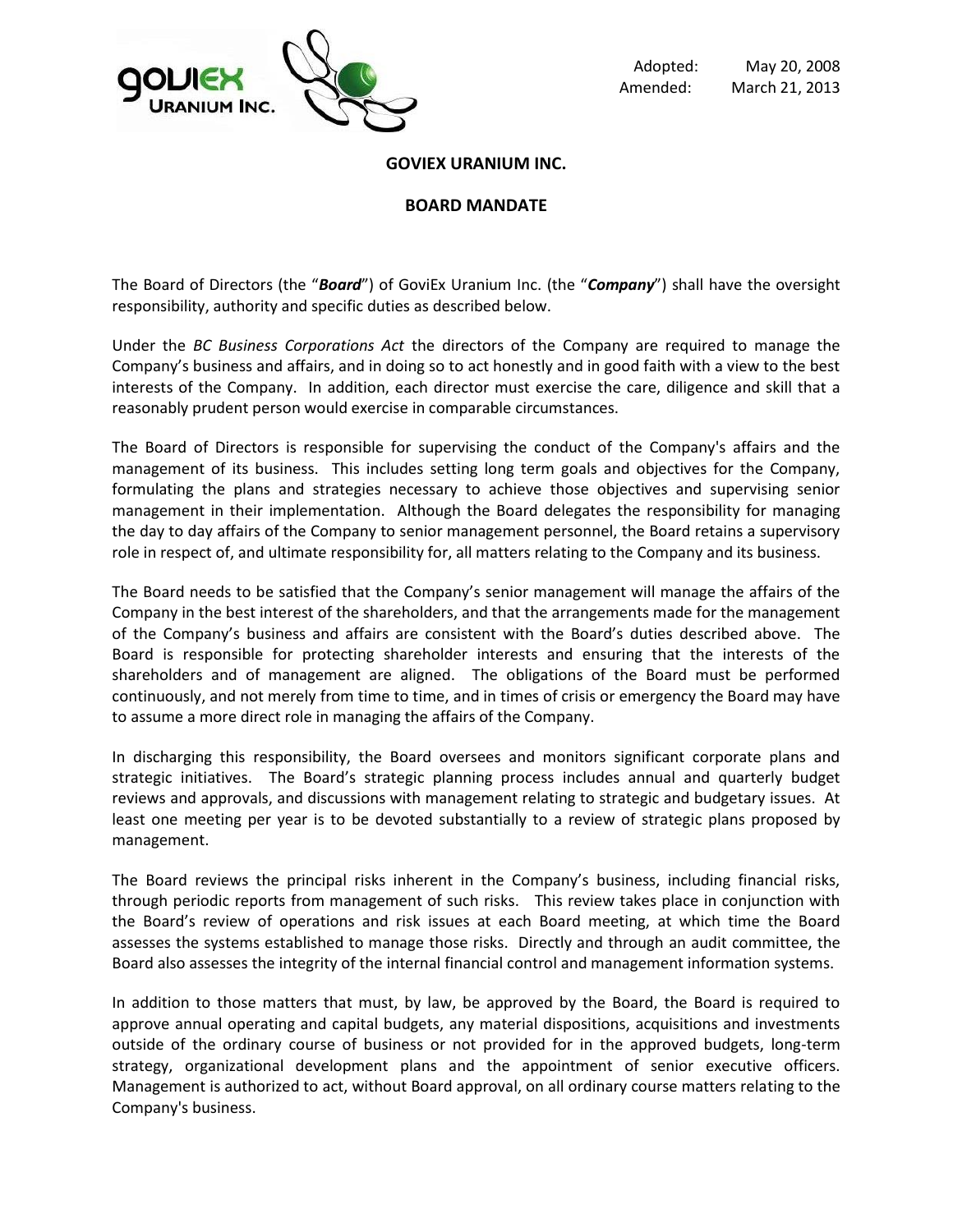Adopted: May 20, 2008
Amended: March 21, 2013

# GOVIEX URANIUM INC.

## BOARD MANDATE

The Board of Directors (the "***Board***") of GoviEx Uranium Inc. (the "***Company***") shall have the oversight responsibility, authority and specific duties as described below.

Under the *BC Business Corporations Act* the directors of the Company are required to manage the Company's business and affairs, and in doing so to act honestly and in good faith with a view to the best interests of the Company. In addition, each director must exercise the care, diligence and skill that a reasonably prudent person would exercise in comparable circumstances.

The Board of Directors is responsible for supervising the conduct of the Company's affairs and the management of its business. This includes setting long term goals and objectives for the Company, formulating the plans and strategies necessary to achieve those objectives and supervising senior management in their implementation. Although the Board delegates the responsibility for managing the day to day affairs of the Company to senior management personnel, the Board retains a supervisory role in respect of, and ultimate responsibility for, all matters relating to the Company and its business.

The Board needs to be satisfied that the Company's senior management will manage the affairs of the Company in the best interest of the shareholders, and that the arrangements made for the management of the Company's business and affairs are consistent with the Board's duties described above. The Board is responsible for protecting shareholder interests and ensuring that the interests of the shareholders and of management are aligned. The obligations of the Board must be performed continuously, and not merely from time to time, and in times of crisis or emergency the Board may have to assume a more direct role in managing the affairs of the Company.

In discharging this responsibility, the Board oversees and monitors significant corporate plans and strategic initiatives. The Board's strategic planning process includes annual and quarterly budget reviews and approvals, and discussions with management relating to strategic and budgetary issues. At least one meeting per year is to be devoted substantially to a review of strategic plans proposed by management.

The Board reviews the principal risks inherent in the Company's business, including financial risks, through periodic reports from management of such risks. This review takes place in conjunction with the Board's review of operations and risk issues at each Board meeting, at which time the Board assesses the systems established to manage those risks. Directly and through an audit committee, the Board also assesses the integrity of the internal financial control and management information systems.

In addition to those matters that must, by law, be approved by the Board, the Board is required to approve annual operating and capital budgets, any material dispositions, acquisitions and investments outside of the ordinary course of business or not provided for in the approved budgets, long-term strategy, organizational development plans and the appointment of senior executive officers. Management is authorized to act, without Board approval, on all ordinary course matters relating to the Company's business.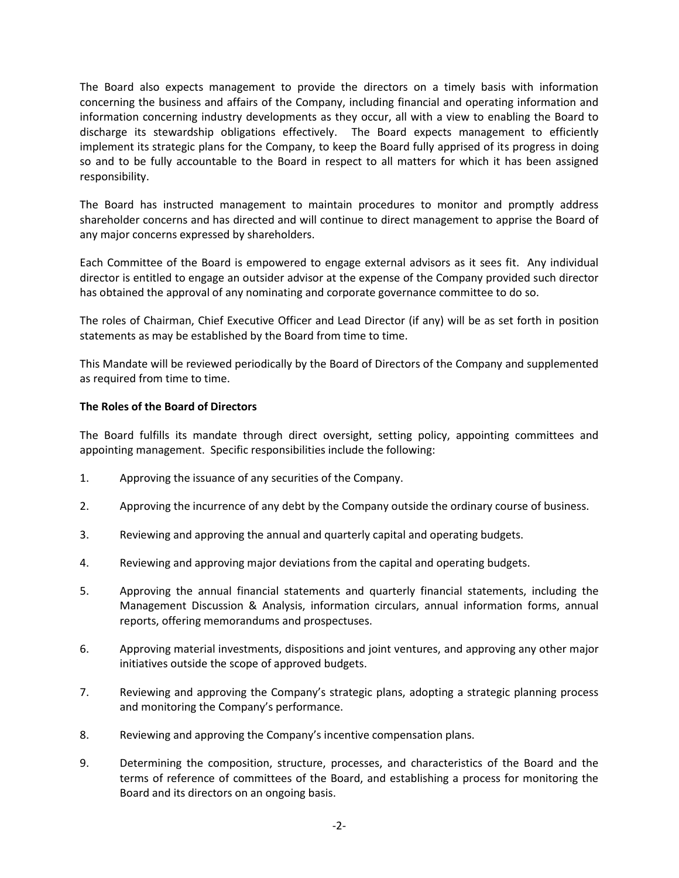The Board also expects management to provide the directors on a timely basis with information concerning the business and affairs of the Company, including financial and operating information and information concerning industry developments as they occur, all with a view to enabling the Board to discharge its stewardship obligations effectively. The Board expects management to efficiently implement its strategic plans for the Company, to keep the Board fully apprised of its progress in doing so and to be fully accountable to the Board in respect to all matters for which it has been assigned responsibility.

The Board has instructed management to maintain procedures to monitor and promptly address shareholder concerns and has directed and will continue to direct management to apprise the Board of any major concerns expressed by shareholders.

Each Committee of the Board is empowered to engage external advisors as it sees fit. Any individual director is entitled to engage an outsider advisor at the expense of the Company provided such director has obtained the approval of any nominating and corporate governance committee to do so.

The roles of Chairman, Chief Executive Officer and Lead Director (if any) will be as set forth in position statements as may be established by the Board from time to time.

This Mandate will be reviewed periodically by the Board of Directors of the Company and supplemented as required from time to time.

**The Roles of the Board of Directors**

The Board fulfills its mandate through direct oversight, setting policy, appointing committees and appointing management. Specific responsibilities include the following:

1. Approving the issuance of any securities of the Company.

2. Approving the incurrence of any debt by the Company outside the ordinary course of business.

3. Reviewing and approving the annual and quarterly capital and operating budgets.

4. Reviewing and approving major deviations from the capital and operating budgets.

5. Approving the annual financial statements and quarterly financial statements, including the Management Discussion & Analysis, information circulars, annual information forms, annual reports, offering memorandums and prospectuses.

6. Approving material investments, dispositions and joint ventures, and approving any other major initiatives outside the scope of approved budgets.

7. Reviewing and approving the Company's strategic plans, adopting a strategic planning process and monitoring the Company's performance.

8. Reviewing and approving the Company's incentive compensation plans.

9. Determining the composition, structure, processes, and characteristics of the Board and the terms of reference of committees of the Board, and establishing a process for monitoring the Board and its directors on an ongoing basis.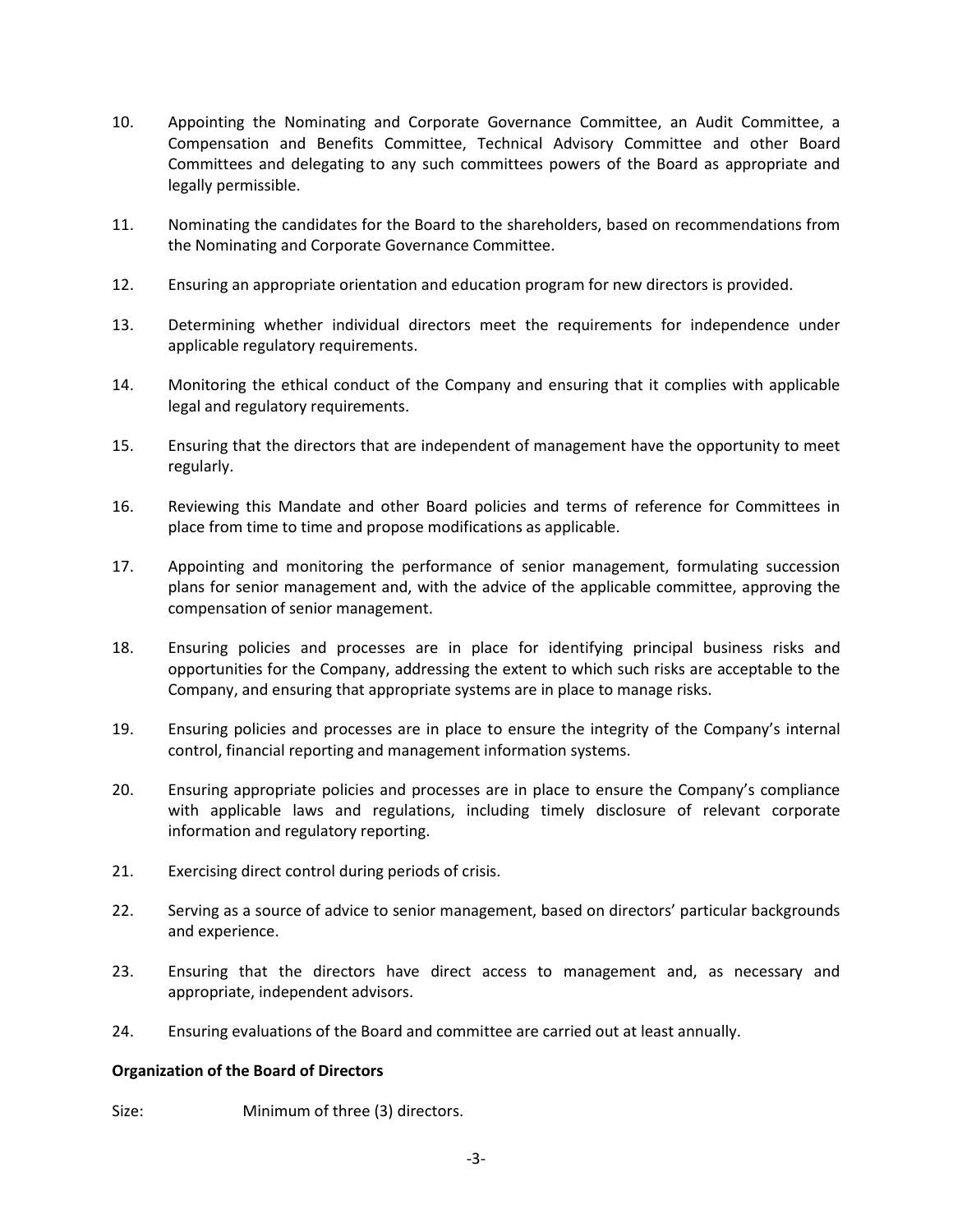10. Appointing the Nominating and Corporate Governance Committee, an Audit Committee, a Compensation and Benefits Committee, Technical Advisory Committee and other Board Committees and delegating to any such committees powers of the Board as appropriate and legally permissible.

11. Nominating the candidates for the Board to the shareholders, based on recommendations from the Nominating and Corporate Governance Committee.

12. Ensuring an appropriate orientation and education program for new directors is provided.

13. Determining whether individual directors meet the requirements for independence under applicable regulatory requirements.

14. Monitoring the ethical conduct of the Company and ensuring that it complies with applicable legal and regulatory requirements.

15. Ensuring that the directors that are independent of management have the opportunity to meet regularly.

16. Reviewing this Mandate and other Board policies and terms of reference for Committees in place from time to time and propose modifications as applicable.

17. Appointing and monitoring the performance of senior management, formulating succession plans for senior management and, with the advice of the applicable committee, approving the compensation of senior management.

18. Ensuring policies and processes are in place for identifying principal business risks and opportunities for the Company, addressing the extent to which such risks are acceptable to the Company, and ensuring that appropriate systems are in place to manage risks.

19. Ensuring policies and processes are in place to ensure the integrity of the Company's internal control, financial reporting and management information systems.

20. Ensuring appropriate policies and processes are in place to ensure the Company's compliance with applicable laws and regulations, including timely disclosure of relevant corporate information and regulatory reporting.

21. Exercising direct control during periods of crisis.

22. Serving as a source of advice to senior management, based on directors' particular backgrounds and experience.

23. Ensuring that the directors have direct access to management and, as necessary and appropriate, independent advisors.

24. Ensuring evaluations of the Board and committee are carried out at least annually.

**Organization of the Board of Directors**

Size: Minimum of three (3) directors.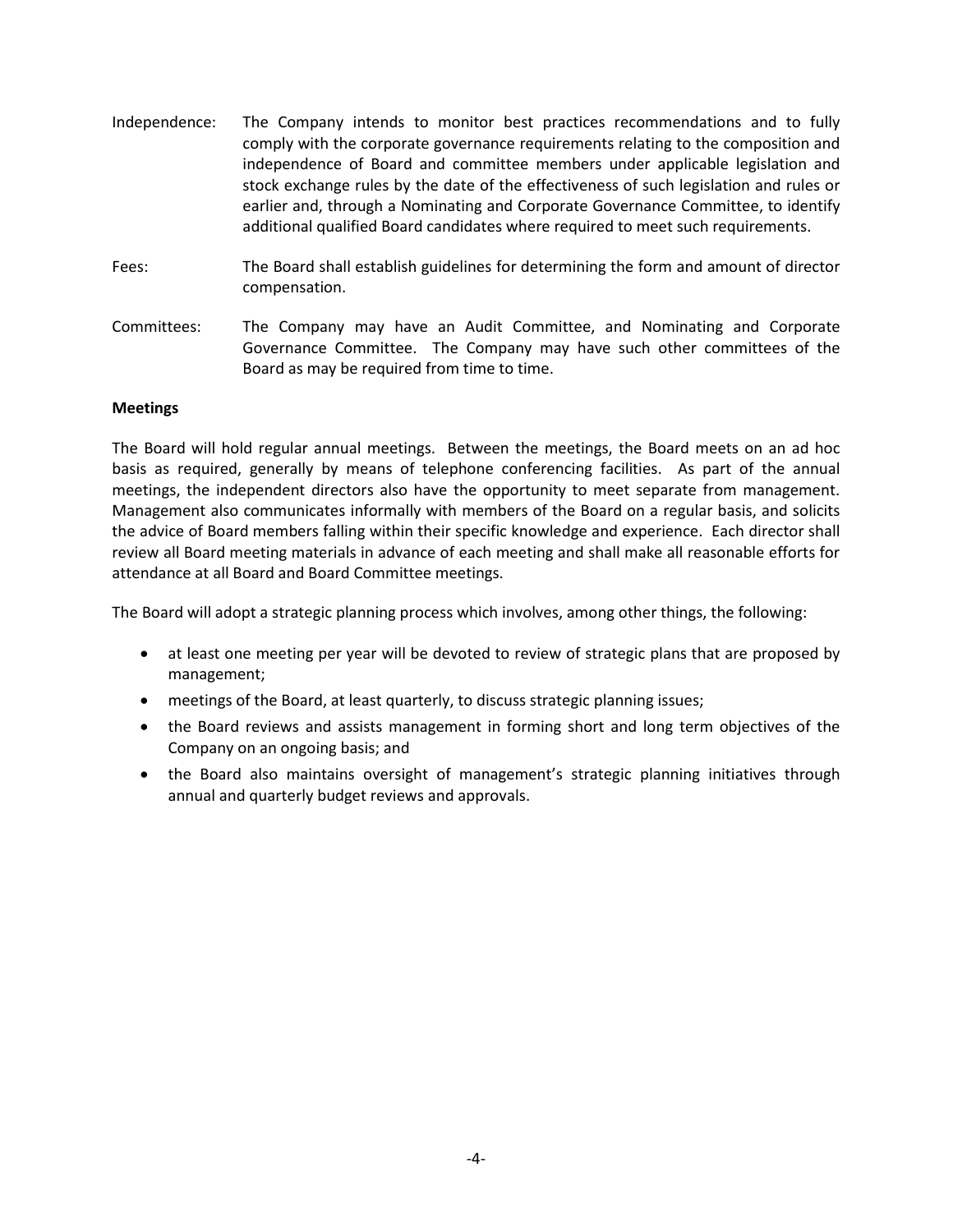Independence: The Company intends to monitor best practices recommendations and to fully comply with the corporate governance requirements relating to the composition and independence of Board and committee members under applicable legislation and stock exchange rules by the date of the effectiveness of such legislation and rules or earlier and, through a Nominating and Corporate Governance Committee, to identify additional qualified Board candidates where required to meet such requirements.

Fees: The Board shall establish guidelines for determining the form and amount of director compensation.

Committees: The Company may have an Audit Committee, and Nominating and Corporate Governance Committee. The Company may have such other committees of the Board as may be required from time to time.

**Meetings**

The Board will hold regular annual meetings. Between the meetings, the Board meets on an ad hoc basis as required, generally by means of telephone conferencing facilities. As part of the annual meetings, the independent directors also have the opportunity to meet separate from management. Management also communicates informally with members of the Board on a regular basis, and solicits the advice of Board members falling within their specific knowledge and experience. Each director shall review all Board meeting materials in advance of each meeting and shall make all reasonable efforts for attendance at all Board and Board Committee meetings.

The Board will adopt a strategic planning process which involves, among other things, the following:

- at least one meeting per year will be devoted to review of strategic plans that are proposed by management;
- meetings of the Board, at least quarterly, to discuss strategic planning issues;
- the Board reviews and assists management in forming short and long term objectives of the Company on an ongoing basis; and
- the Board also maintains oversight of management's strategic planning initiatives through annual and quarterly budget reviews and approvals.